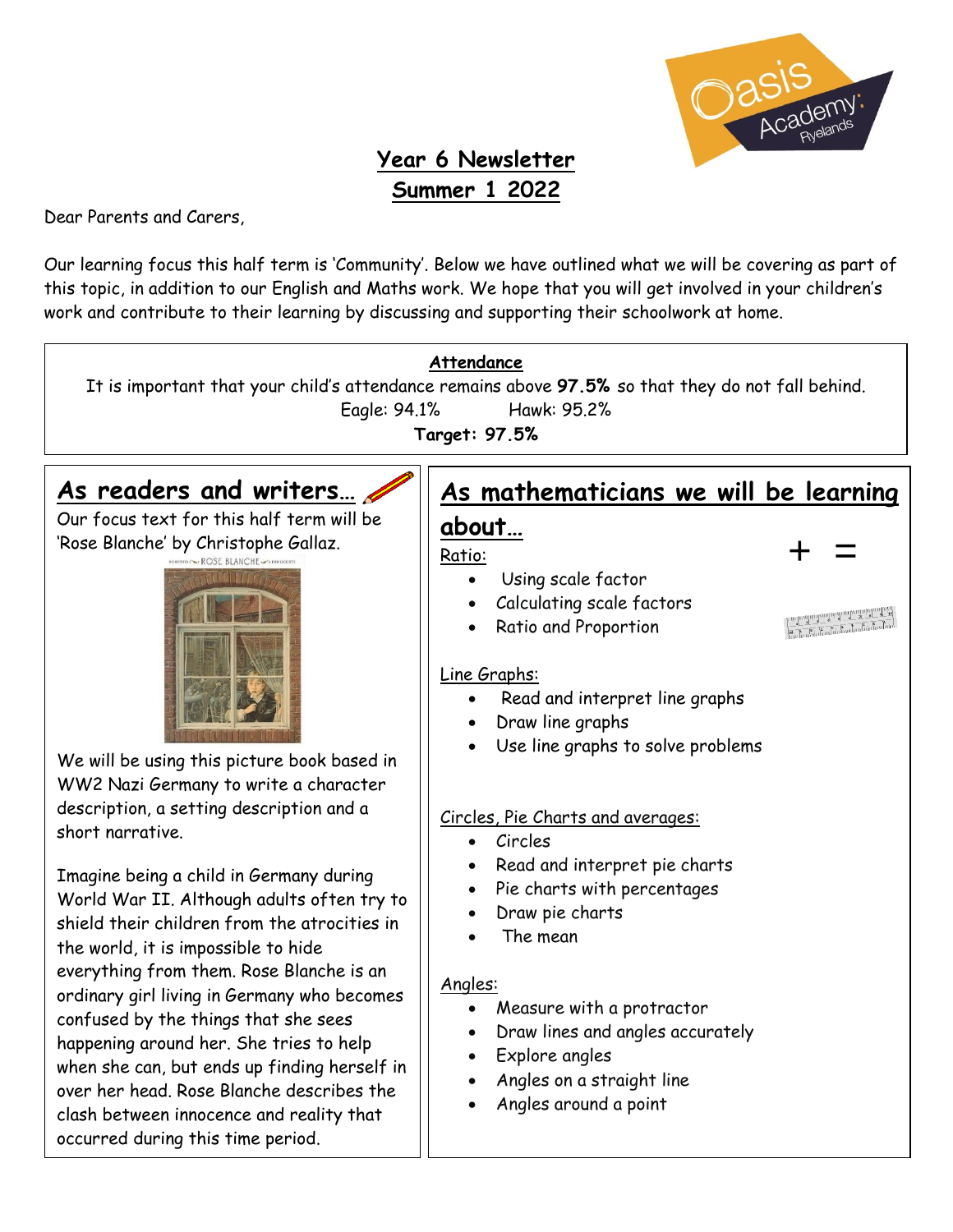# Year 6 Newsletter
# Summer 1 2022

Dear Parents and Carers,

Our learning focus this half term is 'Community'. Below we have outlined what we will be covering as part of this topic, in addition to our English and Maths work. We hope that you will get involved in your children's work and contribute to their learning by discussing and supporting their schoolwork at home.

## Attendance

It is important that your child's attendance remains above **97.5%** so that they do not fall behind.

Eagle: 94.1% Hawk: 95.2%

**Target: 97.5%**

## As readers and writers…

Our focus text for this half term will be 'Rose Blanche' by Christophe Gallaz.

We will be using this picture book based in WW2 Nazi Germany to write a character description, a setting description and a short narrative.

Imagine being a child in Germany during World War II. Although adults often try to shield their children from the atrocities in the world, it is impossible to hide everything from them. Rose Blanche is an ordinary girl living in Germany who becomes confused by the things that she sees happening around her. She tries to help when she can, but ends up finding herself in over her head. Rose Blanche describes the clash between innocence and reality that occurred during this time period.

## As mathematicians we will be learning about…

Ratio:
- Using scale factor
- Calculating scale factors
- Ratio and Proportion

Line Graphs:
- Read and interpret line graphs
- Draw line graphs
- Use line graphs to solve problems

Circles, Pie Charts and averages:
- Circles
- Read and interpret pie charts
- Pie charts with percentages
- Draw pie charts
- The mean

Angles:
- Measure with a protractor
- Draw lines and angles accurately
- Explore angles
- Angles on a straight line
- Angles around a point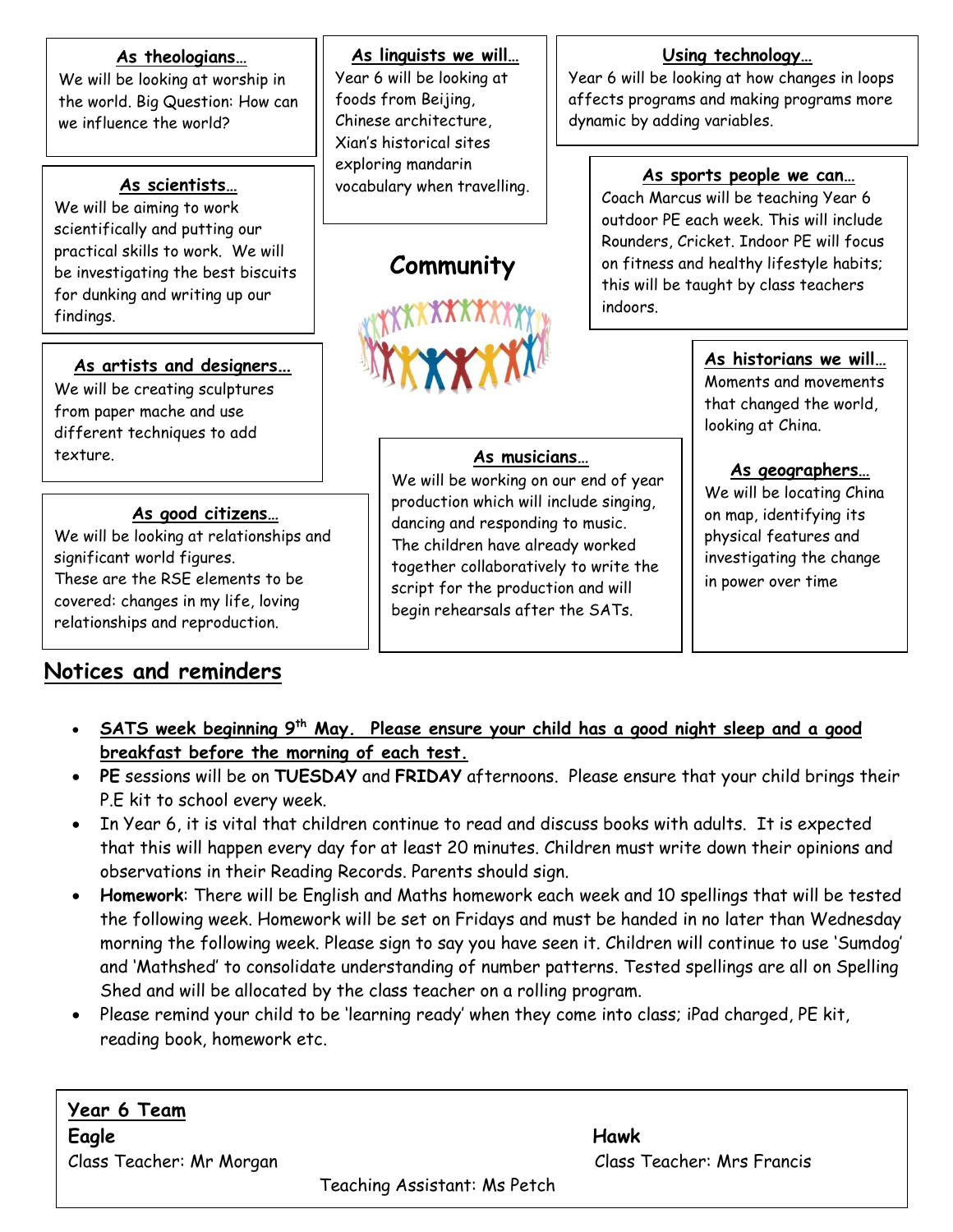### As theologians…

We will be looking at worship in the world. Big Question: How can we influence the world?

### As linguists we will…

Year 6 will be looking at foods from Beijing, Chinese architecture, Xian's historical sites exploring mandarin vocabulary when travelling.

### Using technology…

Year 6 will be looking at how changes in loops affects programs and making programs more dynamic by adding variables.

### As scientists…

We will be aiming to work scientifically and putting our practical skills to work. We will be investigating the best biscuits for dunking and writing up our findings.

## Community

### As sports people we can…

Coach Marcus will be teaching Year 6 outdoor PE each week. This will include Rounders, Cricket. Indoor PE will focus on fitness and healthy lifestyle habits; this will be taught by class teachers indoors.

### As artists and designers…

We will be creating sculptures from paper mache and use different techniques to add texture.

### As historians we will…

Moments and movements that changed the world, looking at China.

### As geographers…

We will be locating China on map, identifying its physical features and investigating the change in power over time

### As good citizens…

We will be looking at relationships and significant world figures.
These are the RSE elements to be covered: changes in my life, loving relationships and reproduction.

### As musicians…

We will be working on our end of year production which will include singing, dancing and responding to music. The children have already worked together collaboratively to write the script for the production and will begin rehearsals after the SATs.

## Notices and reminders

- **SATS week beginning 9th May. Please ensure your child has a good night sleep and a good breakfast before the morning of each test.**
- **PE** sessions will be on **TUESDAY** and **FRIDAY** afternoons. Please ensure that your child brings their P.E kit to school every week.
- In Year 6, it is vital that children continue to read and discuss books with adults. It is expected that this will happen every day for at least 20 minutes. Children must write down their opinions and observations in their Reading Records. Parents should sign.
- **Homework**: There will be English and Maths homework each week and 10 spellings that will be tested the following week. Homework will be set on Fridays and must be handed in no later than Wednesday morning the following week. Please sign to say you have seen it. Children will continue to use 'Sumdog' and 'Mathshed' to consolidate understanding of number patterns. Tested spellings are all on Spelling Shed and will be allocated by the class teacher on a rolling program.
- Please remind your child to be 'learning ready' when they come into class; iPad charged, PE kit, reading book, homework etc.

**Year 6 Team**

**Eagle**
Class Teacher: Mr Morgan

**Hawk**
Class Teacher: Mrs Francis

Teaching Assistant: Ms Petch